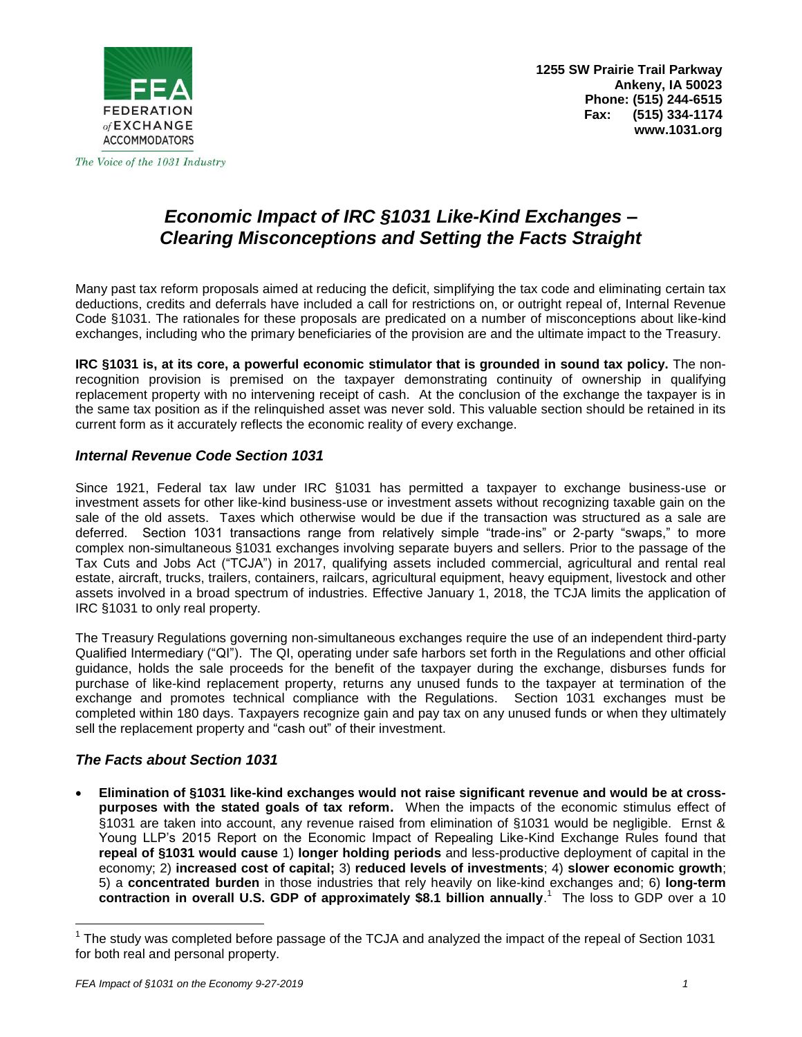FEDERATION of EXCHANGE ACCOMMODATORS

*The Voice of the 1031 Industry*

**1255 SW Prairie Trail Parkway**
**Ankeny, IA 50023**
**Phone: (515) 244-6515**
**Fax: (515) 334-1174**
**www.1031.org**

# *Economic Impact of IRC §1031 Like-Kind Exchanges – Clearing Misconceptions and Setting the Facts Straight*

Many past tax reform proposals aimed at reducing the deficit, simplifying the tax code and eliminating certain tax deductions, credits and deferrals have included a call for restrictions on, or outright repeal of, Internal Revenue Code §1031. The rationales for these proposals are predicated on a number of misconceptions about like-kind exchanges, including who the primary beneficiaries of the provision are and the ultimate impact to the Treasury.

**IRC §1031 is, at its core, a powerful economic stimulator that is grounded in sound tax policy.** The non-recognition provision is premised on the taxpayer demonstrating continuity of ownership in qualifying replacement property with no intervening receipt of cash. At the conclusion of the exchange the taxpayer is in the same tax position as if the relinquished asset was never sold. This valuable section should be retained in its current form as it accurately reflects the economic reality of every exchange.

## *Internal Revenue Code Section 1031*

Since 1921, Federal tax law under IRC §1031 has permitted a taxpayer to exchange business-use or investment assets for other like-kind business-use or investment assets without recognizing taxable gain on the sale of the old assets. Taxes which otherwise would be due if the transaction was structured as a sale are deferred. Section 1031 transactions range from relatively simple "trade-ins" or 2-party "swaps," to more complex non-simultaneous §1031 exchanges involving separate buyers and sellers. Prior to the passage of the Tax Cuts and Jobs Act ("TCJA") in 2017, qualifying assets included commercial, agricultural and rental real estate, aircraft, trucks, trailers, containers, railcars, agricultural equipment, heavy equipment, livestock and other assets involved in a broad spectrum of industries. Effective January 1, 2018, the TCJA limits the application of IRC §1031 to only real property.

The Treasury Regulations governing non-simultaneous exchanges require the use of an independent third-party Qualified Intermediary ("QI"). The QI, operating under safe harbors set forth in the Regulations and other official guidance, holds the sale proceeds for the benefit of the taxpayer during the exchange, disburses funds for purchase of like-kind replacement property, returns any unused funds to the taxpayer at termination of the exchange and promotes technical compliance with the Regulations. Section 1031 exchanges must be completed within 180 days. Taxpayers recognize gain and pay tax on any unused funds or when they ultimately sell the replacement property and "cash out" of their investment.

## *The Facts about Section 1031*

- **Elimination of §1031 like-kind exchanges would not raise significant revenue and would be at cross-purposes with the stated goals of tax reform.** When the impacts of the economic stimulus effect of §1031 are taken into account, any revenue raised from elimination of §1031 would be negligible. Ernst & Young LLP's 2015 Report on the Economic Impact of Repealing Like-Kind Exchange Rules found that **repeal of §1031 would cause** 1) **longer holding periods** and less-productive deployment of capital in the economy; 2) **increased cost of capital;** 3) **reduced levels of investments**; 4) **slower economic growth**; 5) a **concentrated burden** in those industries that rely heavily on like-kind exchanges and; 6) **long-term contraction in overall U.S. GDP of approximately $8.1 billion annually**.[1] The loss to GDP over a 10

[1] The study was completed before passage of the TCJA and analyzed the impact of the repeal of Section 1031 for both real and personal property.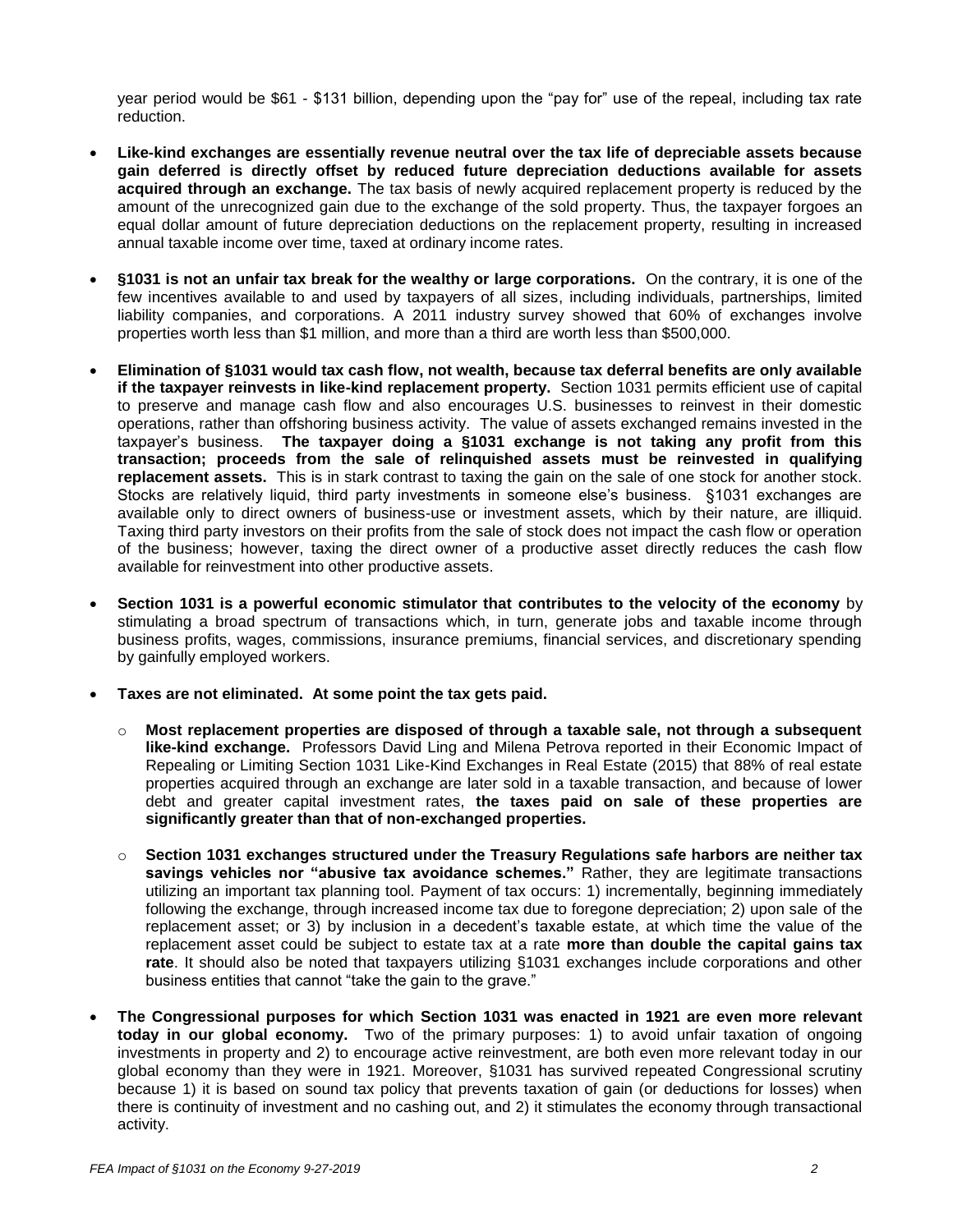year period would be $61 - $131 billion, depending upon the "pay for" use of the repeal, including tax rate reduction.

- **Like-kind exchanges are essentially revenue neutral over the tax life of depreciable assets because gain deferred is directly offset by reduced future depreciation deductions available for assets acquired through an exchange.** The tax basis of newly acquired replacement property is reduced by the amount of the unrecognized gain due to the exchange of the sold property. Thus, the taxpayer forgoes an equal dollar amount of future depreciation deductions on the replacement property, resulting in increased annual taxable income over time, taxed at ordinary income rates.

- **§1031 is not an unfair tax break for the wealthy or large corporations.** On the contrary, it is one of the few incentives available to and used by taxpayers of all sizes, including individuals, partnerships, limited liability companies, and corporations. A 2011 industry survey showed that 60% of exchanges involve properties worth less than $1 million, and more than a third are worth less than $500,000.

- **Elimination of §1031 would tax cash flow, not wealth, because tax deferral benefits are only available if the taxpayer reinvests in like-kind replacement property.** Section 1031 permits efficient use of capital to preserve and manage cash flow and also encourages U.S. businesses to reinvest in their domestic operations, rather than offshoring business activity. The value of assets exchanged remains invested in the taxpayer's business. **The taxpayer doing a §1031 exchange is not taking any profit from this transaction; proceeds from the sale of relinquished assets must be reinvested in qualifying replacement assets.** This is in stark contrast to taxing the gain on the sale of one stock for another stock. Stocks are relatively liquid, third party investments in someone else's business. §1031 exchanges are available only to direct owners of business-use or investment assets, which by their nature, are illiquid. Taxing third party investors on their profits from the sale of stock does not impact the cash flow or operation of the business; however, taxing the direct owner of a productive asset directly reduces the cash flow available for reinvestment into other productive assets.

- **Section 1031 is a powerful economic stimulator that contributes to the velocity of the economy** by stimulating a broad spectrum of transactions which, in turn, generate jobs and taxable income through business profits, wages, commissions, insurance premiums, financial services, and discretionary spending by gainfully employed workers.

- **Taxes are not eliminated. At some point the tax gets paid.**
  - **Most replacement properties are disposed of through a taxable sale, not through a subsequent like-kind exchange.** Professors David Ling and Milena Petrova reported in their Economic Impact of Repealing or Limiting Section 1031 Like-Kind Exchanges in Real Estate (2015) that 88% of real estate properties acquired through an exchange are later sold in a taxable transaction, and because of lower debt and greater capital investment rates, **the taxes paid on sale of these properties are significantly greater than that of non-exchanged properties.**
  - **Section 1031 exchanges structured under the Treasury Regulations safe harbors are neither tax savings vehicles nor "abusive tax avoidance schemes."** Rather, they are legitimate transactions utilizing an important tax planning tool. Payment of tax occurs: 1) incrementally, beginning immediately following the exchange, through increased income tax due to foregone depreciation; 2) upon sale of the replacement asset; or 3) by inclusion in a decedent's taxable estate, at which time the value of the replacement asset could be subject to estate tax at a rate **more than double the capital gains tax rate**. It should also be noted that taxpayers utilizing §1031 exchanges include corporations and other business entities that cannot "take the gain to the grave."

- **The Congressional purposes for which Section 1031 was enacted in 1921 are even more relevant today in our global economy.** Two of the primary purposes: 1) to avoid unfair taxation of ongoing investments in property and 2) to encourage active reinvestment, are both even more relevant today in our global economy than they were in 1921. Moreover, §1031 has survived repeated Congressional scrutiny because 1) it is based on sound tax policy that prevents taxation of gain (or deductions for losses) when there is continuity of investment and no cashing out, and 2) it stimulates the economy through transactional activity.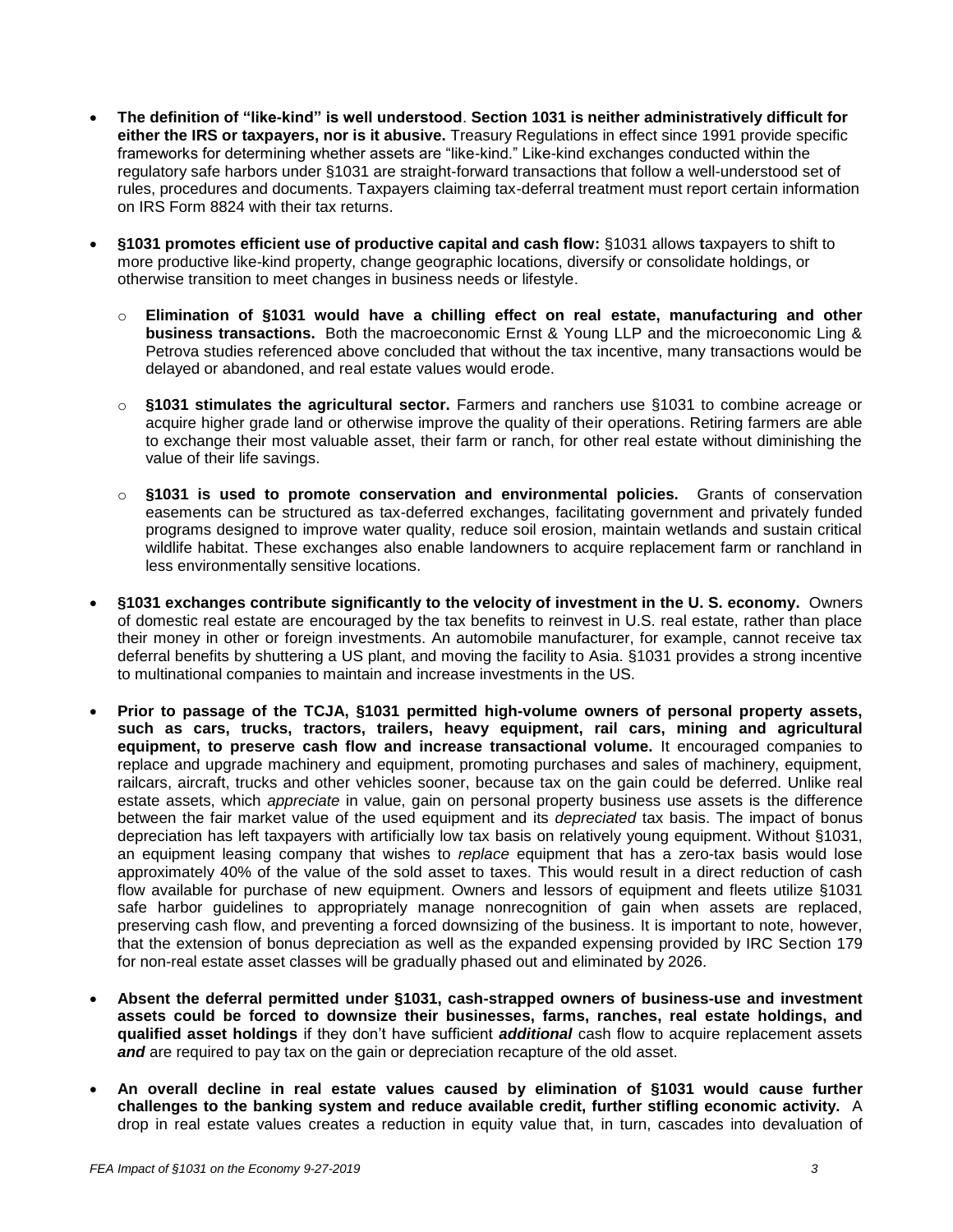- **The definition of "like-kind" is well understood**. **Section 1031 is neither administratively difficult for either the IRS or taxpayers, nor is it abusive.** Treasury Regulations in effect since 1991 provide specific frameworks for determining whether assets are "like-kind." Like-kind exchanges conducted within the regulatory safe harbors under §1031 are straight-forward transactions that follow a well-understood set of rules, procedures and documents. Taxpayers claiming tax-deferral treatment must report certain information on IRS Form 8824 with their tax returns.

- **§1031 promotes efficient use of productive capital and cash flow:** §1031 allows taxpayers to shift to more productive like-kind property, change geographic locations, diversify or consolidate holdings, or otherwise transition to meet changes in business needs or lifestyle.

  - **Elimination of §1031 would have a chilling effect on real estate, manufacturing and other business transactions.** Both the macroeconomic Ernst & Young LLP and the microeconomic Ling & Petrova studies referenced above concluded that without the tax incentive, many transactions would be delayed or abandoned, and real estate values would erode.

  - **§1031 stimulates the agricultural sector.** Farmers and ranchers use §1031 to combine acreage or acquire higher grade land or otherwise improve the quality of their operations. Retiring farmers are able to exchange their most valuable asset, their farm or ranch, for other real estate without diminishing the value of their life savings.

  - **§1031 is used to promote conservation and environmental policies.** Grants of conservation easements can be structured as tax-deferred exchanges, facilitating government and privately funded programs designed to improve water quality, reduce soil erosion, maintain wetlands and sustain critical wildlife habitat. These exchanges also enable landowners to acquire replacement farm or ranchland in less environmentally sensitive locations.

- **§1031 exchanges contribute significantly to the velocity of investment in the U. S. economy.** Owners of domestic real estate are encouraged by the tax benefits to reinvest in U.S. real estate, rather than place their money in other or foreign investments. An automobile manufacturer, for example, cannot receive tax deferral benefits by shuttering a US plant, and moving the facility to Asia. §1031 provides a strong incentive to multinational companies to maintain and increase investments in the US.

- **Prior to passage of the TCJA, §1031 permitted high-volume owners of personal property assets, such as cars, trucks, tractors, trailers, heavy equipment, rail cars, mining and agricultural equipment, to preserve cash flow and increase transactional volume.** It encouraged companies to replace and upgrade machinery and equipment, promoting purchases and sales of machinery, equipment, railcars, aircraft, trucks and other vehicles sooner, because tax on the gain could be deferred. Unlike real estate assets, which *appreciate* in value, gain on personal property business use assets is the difference between the fair market value of the used equipment and its *depreciated* tax basis. The impact of bonus depreciation has left taxpayers with artificially low tax basis on relatively young equipment. Without §1031, an equipment leasing company that wishes to *replace* equipment that has a zero-tax basis would lose approximately 40% of the value of the sold asset to taxes. This would result in a direct reduction of cash flow available for purchase of new equipment. Owners and lessors of equipment and fleets utilize §1031 safe harbor guidelines to appropriately manage nonrecognition of gain when assets are replaced, preserving cash flow, and preventing a forced downsizing of the business. It is important to note, however, that the extension of bonus depreciation as well as the expanded expensing provided by IRC Section 179 for non-real estate asset classes will be gradually phased out and eliminated by 2026.

- **Absent the deferral permitted under §1031, cash-strapped owners of business-use and investment assets could be forced to downsize their businesses, farms, ranches, real estate holdings, and qualified asset holdings** if they don't have sufficient ***additional*** cash flow to acquire replacement assets ***and*** are required to pay tax on the gain or depreciation recapture of the old asset.

- **An overall decline in real estate values caused by elimination of §1031 would cause further challenges to the banking system and reduce available credit, further stifling economic activity.** A drop in real estate values creates a reduction in equity value that, in turn, cascades into devaluation of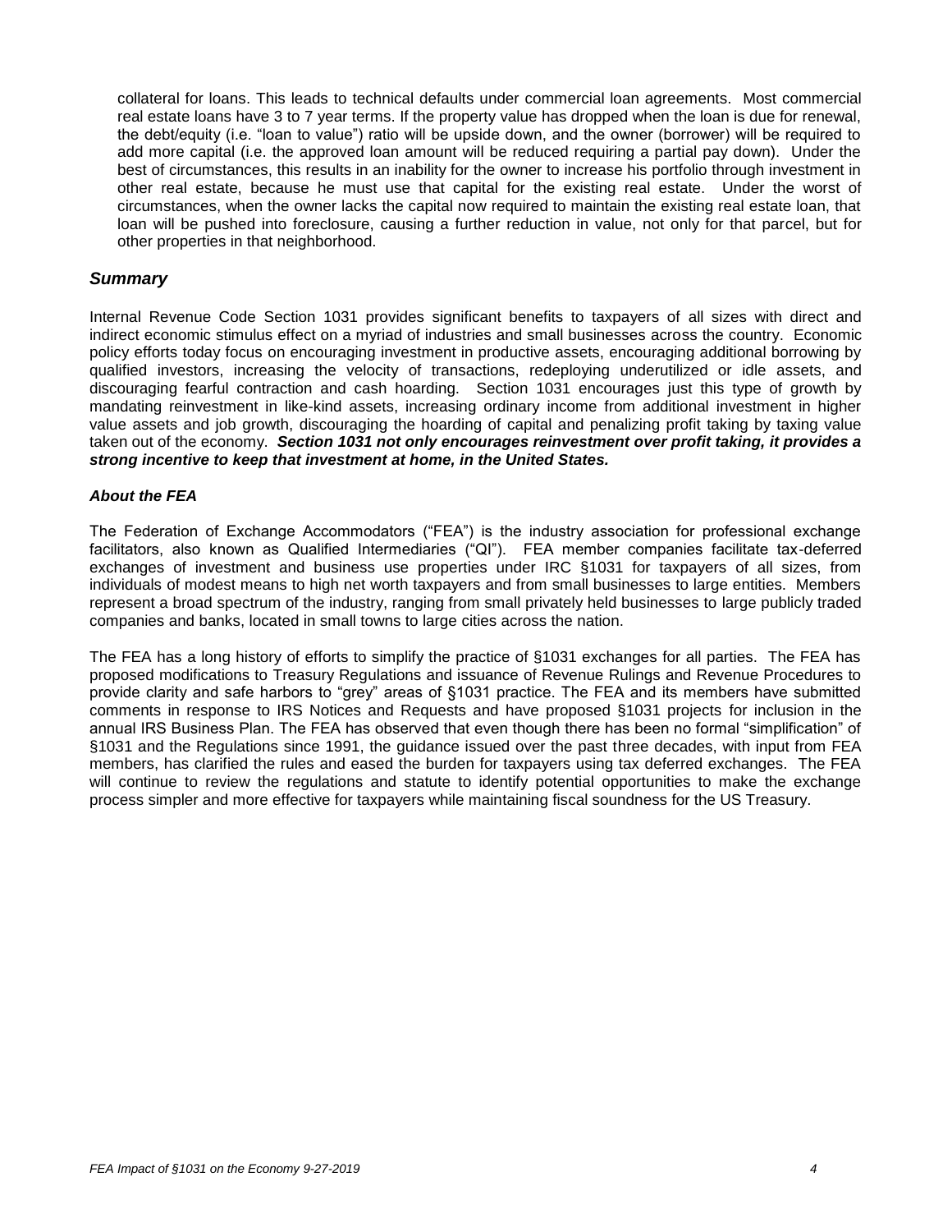collateral for loans. This leads to technical defaults under commercial loan agreements. Most commercial real estate loans have 3 to 7 year terms. If the property value has dropped when the loan is due for renewal, the debt/equity (i.e. "loan to value") ratio will be upside down, and the owner (borrower) will be required to add more capital (i.e. the approved loan amount will be reduced requiring a partial pay down). Under the best of circumstances, this results in an inability for the owner to increase his portfolio through investment in other real estate, because he must use that capital for the existing real estate. Under the worst of circumstances, when the owner lacks the capital now required to maintain the existing real estate loan, that loan will be pushed into foreclosure, causing a further reduction in value, not only for that parcel, but for other properties in that neighborhood.

## *Summary*

Internal Revenue Code Section 1031 provides significant benefits to taxpayers of all sizes with direct and indirect economic stimulus effect on a myriad of industries and small businesses across the country. Economic policy efforts today focus on encouraging investment in productive assets, encouraging additional borrowing by qualified investors, increasing the velocity of transactions, redeploying underutilized or idle assets, and discouraging fearful contraction and cash hoarding. Section 1031 encourages just this type of growth by mandating reinvestment in like-kind assets, increasing ordinary income from additional investment in higher value assets and job growth, discouraging the hoarding of capital and penalizing profit taking by taxing value taken out of the economy. ***Section 1031 not only encourages reinvestment over profit taking, it provides a strong incentive to keep that investment at home, in the United States.***

### *About the FEA*

The Federation of Exchange Accommodators ("FEA") is the industry association for professional exchange facilitators, also known as Qualified Intermediaries ("QI"). FEA member companies facilitate tax-deferred exchanges of investment and business use properties under IRC §1031 for taxpayers of all sizes, from individuals of modest means to high net worth taxpayers and from small businesses to large entities. Members represent a broad spectrum of the industry, ranging from small privately held businesses to large publicly traded companies and banks, located in small towns to large cities across the nation.

The FEA has a long history of efforts to simplify the practice of §1031 exchanges for all parties. The FEA has proposed modifications to Treasury Regulations and issuance of Revenue Rulings and Revenue Procedures to provide clarity and safe harbors to "grey" areas of §1031 practice. The FEA and its members have submitted comments in response to IRS Notices and Requests and have proposed §1031 projects for inclusion in the annual IRS Business Plan. The FEA has observed that even though there has been no formal "simplification" of §1031 and the Regulations since 1991, the guidance issued over the past three decades, with input from FEA members, has clarified the rules and eased the burden for taxpayers using tax deferred exchanges. The FEA will continue to review the regulations and statute to identify potential opportunities to make the exchange process simpler and more effective for taxpayers while maintaining fiscal soundness for the US Treasury.